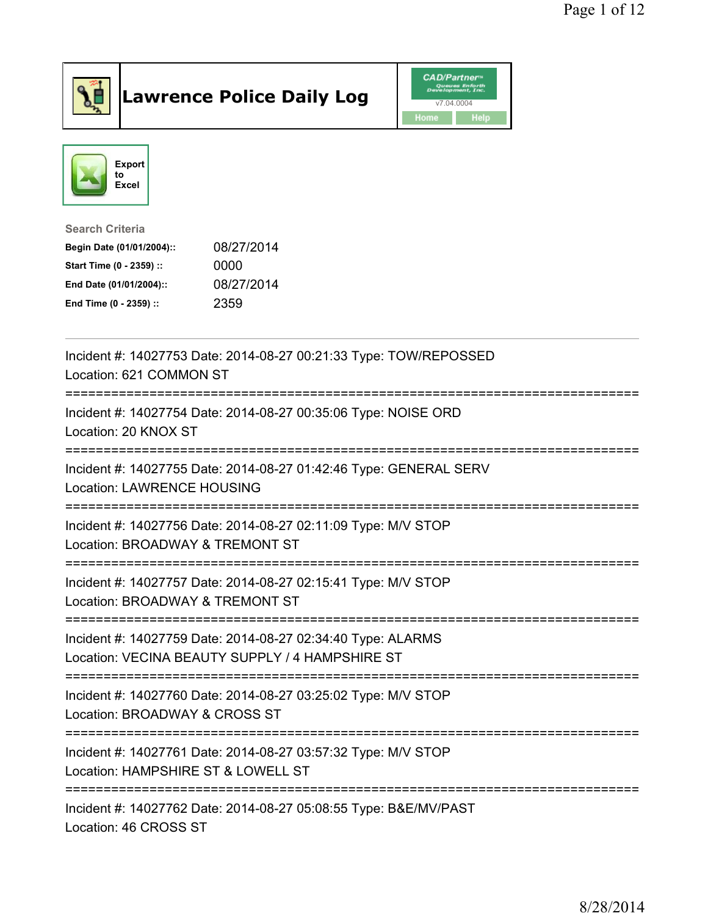# Lawrence Police Daily Log

CAD/Partner
v7.04.0004
Home | Help

Export to Excel

**Search Criteria**

| | |
|---|---|
| **Begin Date (01/01/2004)::** | 08/27/2014 |
| **Start Time (0 - 2359) ::** | 0000 |
| **End Date (01/01/2004)::** | 08/27/2014 |
| **End Time (0 - 2359) ::** | 2359 |

---

Incident #: 14027753 Date: 2014-08-27 00:21:33 Type: TOW/REPOSSED
Location: 621 COMMON ST
===========================================================================
Incident #: 14027754 Date: 2014-08-27 00:35:06 Type: NOISE ORD
Location: 20 KNOX ST
===========================================================================
Incident #: 14027755 Date: 2014-08-27 01:42:46 Type: GENERAL SERV
Location: LAWRENCE HOUSING
===========================================================================
Incident #: 14027756 Date: 2014-08-27 02:11:09 Type: M/V STOP
Location: BROADWAY & TREMONT ST
===========================================================================
Incident #: 14027757 Date: 2014-08-27 02:15:41 Type: M/V STOP
Location: BROADWAY & TREMONT ST
===========================================================================
Incident #: 14027759 Date: 2014-08-27 02:34:40 Type: ALARMS
Location: VECINA BEAUTY SUPPLY / 4 HAMPSHIRE ST
===========================================================================
Incident #: 14027760 Date: 2014-08-27 03:25:02 Type: M/V STOP
Location: BROADWAY & CROSS ST
===========================================================================
Incident #: 14027761 Date: 2014-08-27 03:57:32 Type: M/V STOP
Location: HAMPSHIRE ST & LOWELL ST
===========================================================================
Incident #: 14027762 Date: 2014-08-27 05:08:55 Type: B&E/MV/PAST
Location: 46 CROSS ST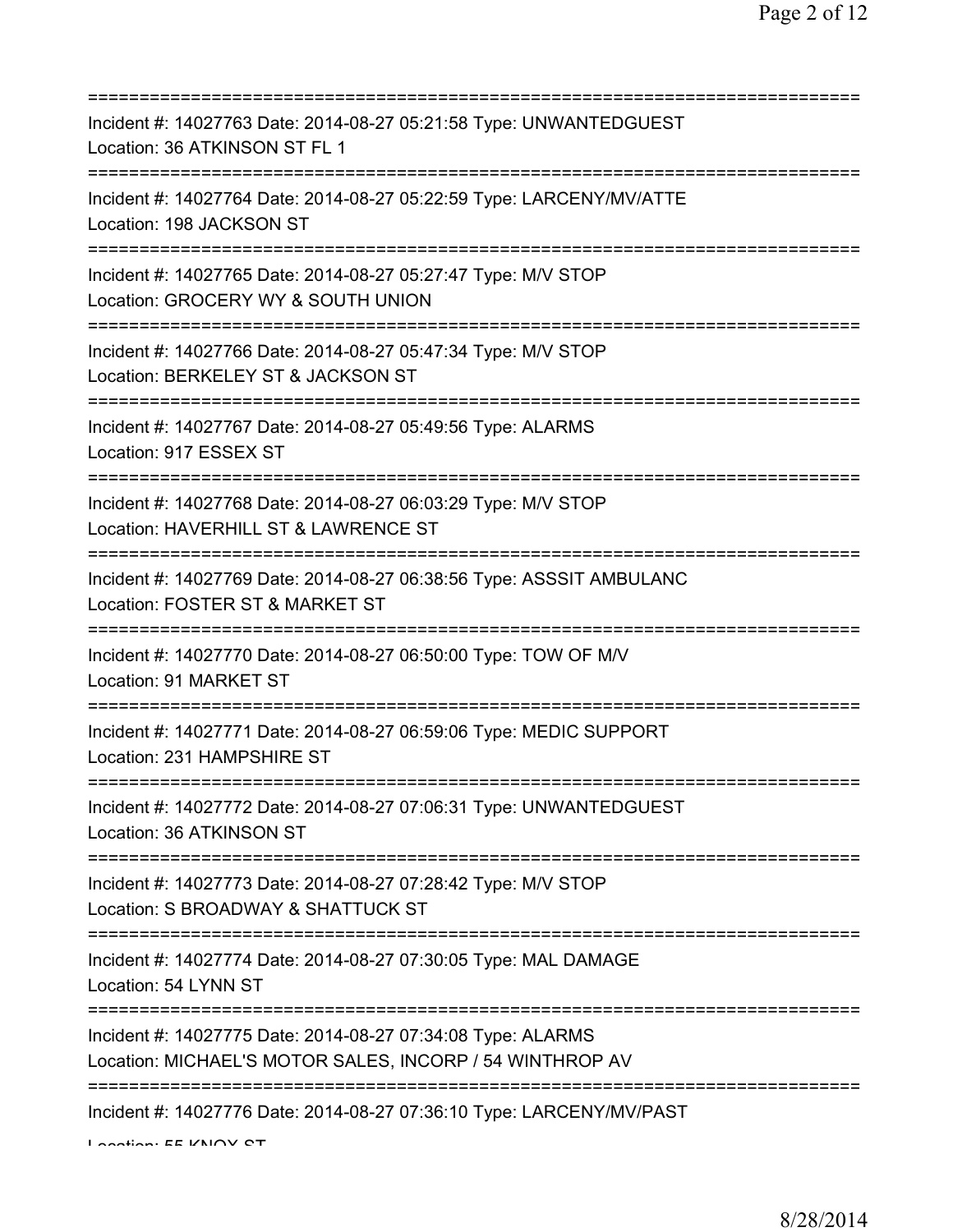===========================================================================

Incident #: 14027763 Date: 2014-08-27 05:21:58 Type: UNWANTEDGUEST
Location: 36 ATKINSON ST FL 1

===========================================================================

Incident #: 14027764 Date: 2014-08-27 05:22:59 Type: LARCENY/MV/ATTE
Location: 198 JACKSON ST

===========================================================================

Incident #: 14027765 Date: 2014-08-27 05:27:47 Type: M/V STOP
Location: GROCERY WY & SOUTH UNION

===========================================================================

Incident #: 14027766 Date: 2014-08-27 05:47:34 Type: M/V STOP
Location: BERKELEY ST & JACKSON ST

===========================================================================

Incident #: 14027767 Date: 2014-08-27 05:49:56 Type: ALARMS
Location: 917 ESSEX ST

===========================================================================

Incident #: 14027768 Date: 2014-08-27 06:03:29 Type: M/V STOP
Location: HAVERHILL ST & LAWRENCE ST

===========================================================================

Incident #: 14027769 Date: 2014-08-27 06:38:56 Type: ASSSIT AMBULANC
Location: FOSTER ST & MARKET ST

===========================================================================

Incident #: 14027770 Date: 2014-08-27 06:50:00 Type: TOW OF M/V
Location: 91 MARKET ST

===========================================================================

Incident #: 14027771 Date: 2014-08-27 06:59:06 Type: MEDIC SUPPORT
Location: 231 HAMPSHIRE ST

===========================================================================

Incident #: 14027772 Date: 2014-08-27 07:06:31 Type: UNWANTEDGUEST
Location: 36 ATKINSON ST

===========================================================================

Incident #: 14027773 Date: 2014-08-27 07:28:42 Type: M/V STOP
Location: S BROADWAY & SHATTUCK ST

===========================================================================

Incident #: 14027774 Date: 2014-08-27 07:30:05 Type: MAL DAMAGE
Location: 54 LYNN ST

===========================================================================

Incident #: 14027775 Date: 2014-08-27 07:34:08 Type: ALARMS
Location: MICHAEL'S MOTOR SALES, INCORP / 54 WINTHROP AV

===========================================================================

Incident #: 14027776 Date: 2014-08-27 07:36:10 Type: LARCENY/MV/PAST
Location: 55 KNOX ST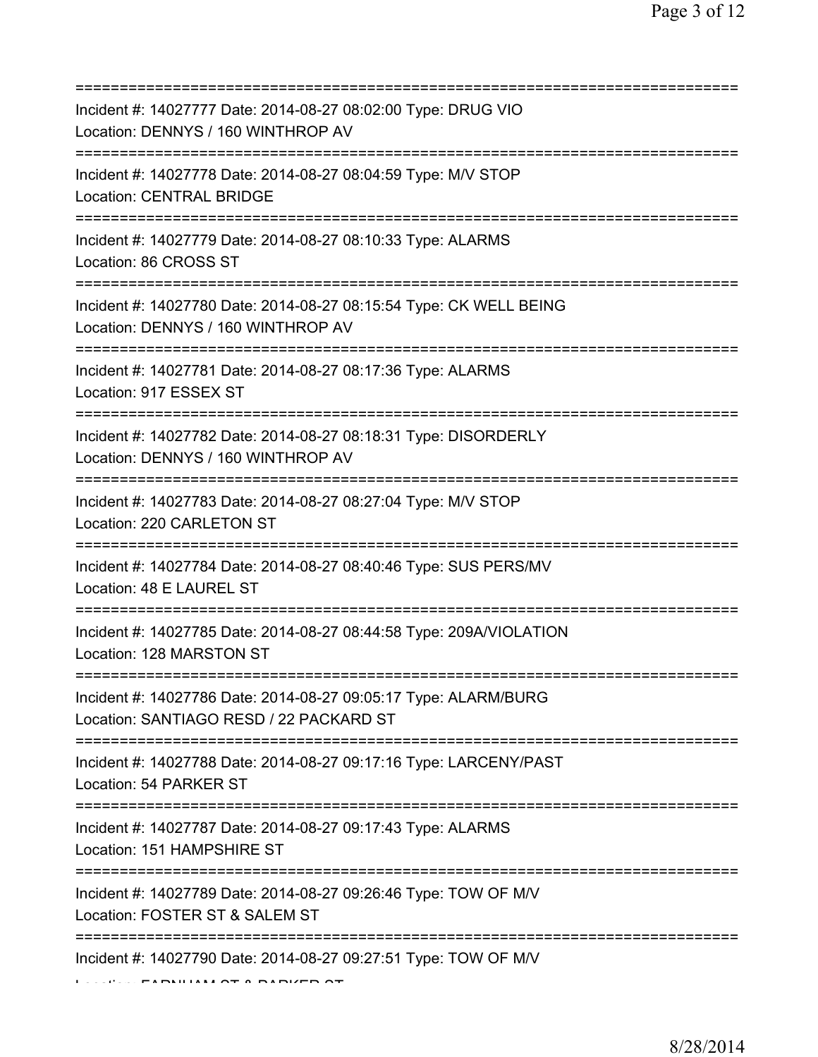===========================================================================
Incident #: 14027777 Date: 2014-08-27 08:02:00 Type: DRUG VIO
Location: DENNYS / 160 WINTHROP AV
===========================================================================
Incident #: 14027778 Date: 2014-08-27 08:04:59 Type: M/V STOP
Location: CENTRAL BRIDGE
===========================================================================
Incident #: 14027779 Date: 2014-08-27 08:10:33 Type: ALARMS
Location: 86 CROSS ST
===========================================================================
Incident #: 14027780 Date: 2014-08-27 08:15:54 Type: CK WELL BEING
Location: DENNYS / 160 WINTHROP AV
===========================================================================
Incident #: 14027781 Date: 2014-08-27 08:17:36 Type: ALARMS
Location: 917 ESSEX ST
===========================================================================
Incident #: 14027782 Date: 2014-08-27 08:18:31 Type: DISORDERLY
Location: DENNYS / 160 WINTHROP AV
===========================================================================
Incident #: 14027783 Date: 2014-08-27 08:27:04 Type: M/V STOP
Location: 220 CARLETON ST
===========================================================================
Incident #: 14027784 Date: 2014-08-27 08:40:46 Type: SUS PERS/MV
Location: 48 E LAUREL ST
===========================================================================
Incident #: 14027785 Date: 2014-08-27 08:44:58 Type: 209A/VIOLATION
Location: 128 MARSTON ST
===========================================================================
Incident #: 14027786 Date: 2014-08-27 09:05:17 Type: ALARM/BURG
Location: SANTIAGO RESD / 22 PACKARD ST
===========================================================================
Incident #: 14027788 Date: 2014-08-27 09:17:16 Type: LARCENY/PAST
Location: 54 PARKER ST
===========================================================================
Incident #: 14027787 Date: 2014-08-27 09:17:43 Type: ALARMS
Location: 151 HAMPSHIRE ST
===========================================================================
Incident #: 14027789 Date: 2014-08-27 09:26:46 Type: TOW OF M/V
Location: FOSTER ST & SALEM ST
===========================================================================
Incident #: 14027790 Date: 2014-08-27 09:27:51 Type: TOW OF M/V
Location: FARNHAM ST & PARKER ST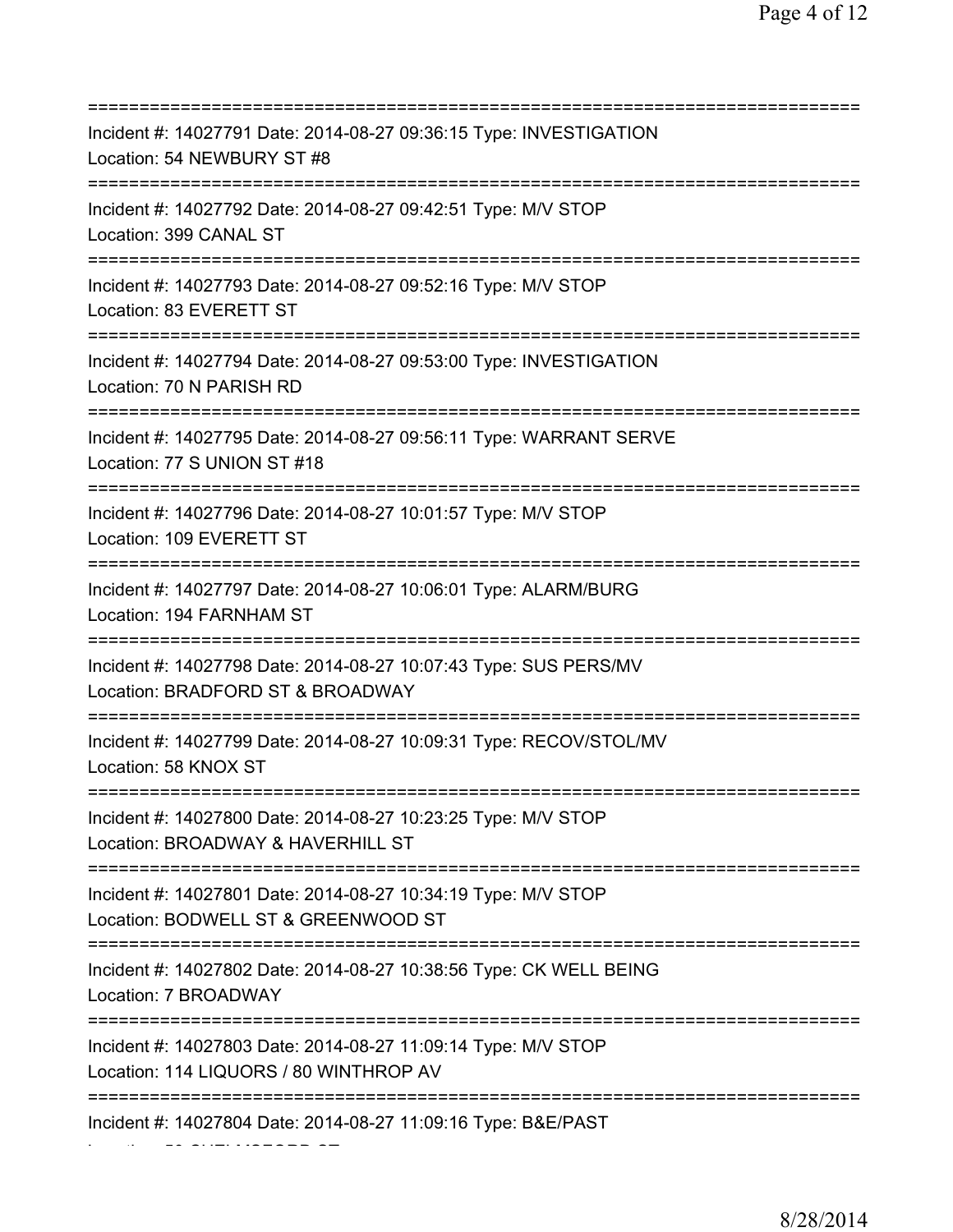===========================================================================

Incident #: 14027791 Date: 2014-08-27 09:36:15 Type: INVESTIGATION
Location: 54 NEWBURY ST #8

===========================================================================

Incident #: 14027792 Date: 2014-08-27 09:42:51 Type: M/V STOP
Location: 399 CANAL ST

===========================================================================

Incident #: 14027793 Date: 2014-08-27 09:52:16 Type: M/V STOP
Location: 83 EVERETT ST

===========================================================================

Incident #: 14027794 Date: 2014-08-27 09:53:00 Type: INVESTIGATION
Location: 70 N PARISH RD

===========================================================================

Incident #: 14027795 Date: 2014-08-27 09:56:11 Type: WARRANT SERVE
Location: 77 S UNION ST #18

===========================================================================

Incident #: 14027796 Date: 2014-08-27 10:01:57 Type: M/V STOP
Location: 109 EVERETT ST

===========================================================================

Incident #: 14027797 Date: 2014-08-27 10:06:01 Type: ALARM/BURG
Location: 194 FARNHAM ST

===========================================================================

Incident #: 14027798 Date: 2014-08-27 10:07:43 Type: SUS PERS/MV
Location: BRADFORD ST & BROADWAY

===========================================================================

Incident #: 14027799 Date: 2014-08-27 10:09:31 Type: RECOV/STOL/MV
Location: 58 KNOX ST

===========================================================================

Incident #: 14027800 Date: 2014-08-27 10:23:25 Type: M/V STOP
Location: BROADWAY & HAVERHILL ST

===========================================================================

Incident #: 14027801 Date: 2014-08-27 10:34:19 Type: M/V STOP
Location: BODWELL ST & GREENWOOD ST

===========================================================================

Incident #: 14027802 Date: 2014-08-27 10:38:56 Type: CK WELL BEING
Location: 7 BROADWAY

===========================================================================

Incident #: 14027803 Date: 2014-08-27 11:09:14 Type: M/V STOP
Location: 114 LIQUORS / 80 WINTHROP AV

===========================================================================

Incident #: 14027804 Date: 2014-08-27 11:09:16 Type: B&E/PAST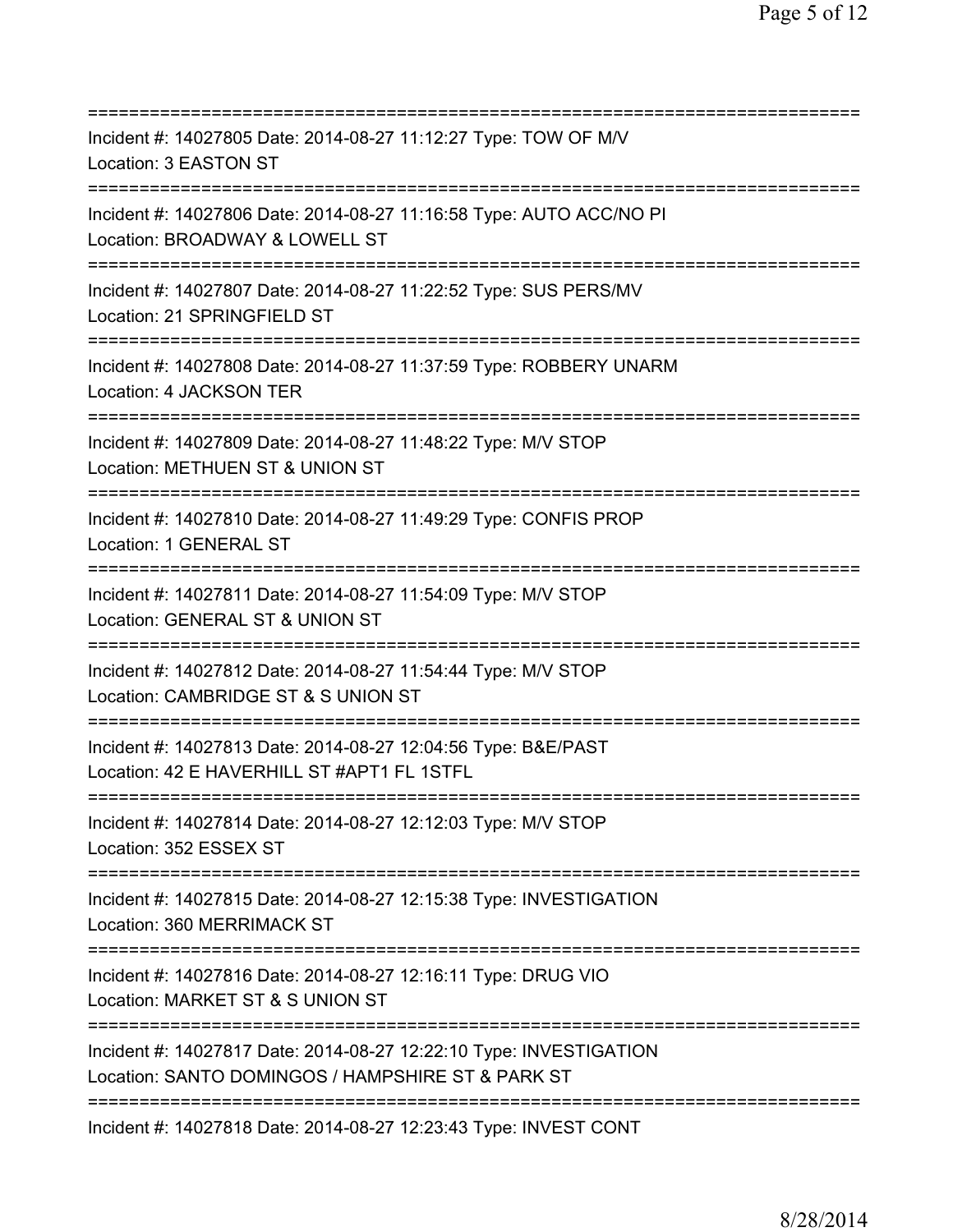===========================================================================
Incident #: 14027805 Date: 2014-08-27 11:12:27 Type: TOW OF M/V
Location: 3 EASTON ST
===========================================================================
Incident #: 14027806 Date: 2014-08-27 11:16:58 Type: AUTO ACC/NO PI
Location: BROADWAY & LOWELL ST
===========================================================================
Incident #: 14027807 Date: 2014-08-27 11:22:52 Type: SUS PERS/MV
Location: 21 SPRINGFIELD ST
===========================================================================
Incident #: 14027808 Date: 2014-08-27 11:37:59 Type: ROBBERY UNARM
Location: 4 JACKSON TER
===========================================================================
Incident #: 14027809 Date: 2014-08-27 11:48:22 Type: M/V STOP
Location: METHUEN ST & UNION ST
===========================================================================
Incident #: 14027810 Date: 2014-08-27 11:49:29 Type: CONFIS PROP
Location: 1 GENERAL ST
===========================================================================
Incident #: 14027811 Date: 2014-08-27 11:54:09 Type: M/V STOP
Location: GENERAL ST & UNION ST
===========================================================================
Incident #: 14027812 Date: 2014-08-27 11:54:44 Type: M/V STOP
Location: CAMBRIDGE ST & S UNION ST
===========================================================================
Incident #: 14027813 Date: 2014-08-27 12:04:56 Type: B&E/PAST
Location: 42 E HAVERHILL ST #APT1 FL 1STFL
===========================================================================
Incident #: 14027814 Date: 2014-08-27 12:12:03 Type: M/V STOP
Location: 352 ESSEX ST
===========================================================================
Incident #: 14027815 Date: 2014-08-27 12:15:38 Type: INVESTIGATION
Location: 360 MERRIMACK ST
===========================================================================
Incident #: 14027816 Date: 2014-08-27 12:16:11 Type: DRUG VIO
Location: MARKET ST & S UNION ST
===========================================================================
Incident #: 14027817 Date: 2014-08-27 12:22:10 Type: INVESTIGATION
Location: SANTO DOMINGOS / HAMPSHIRE ST & PARK ST
===========================================================================
Incident #: 14027818 Date: 2014-08-27 12:23:43 Type: INVEST CONT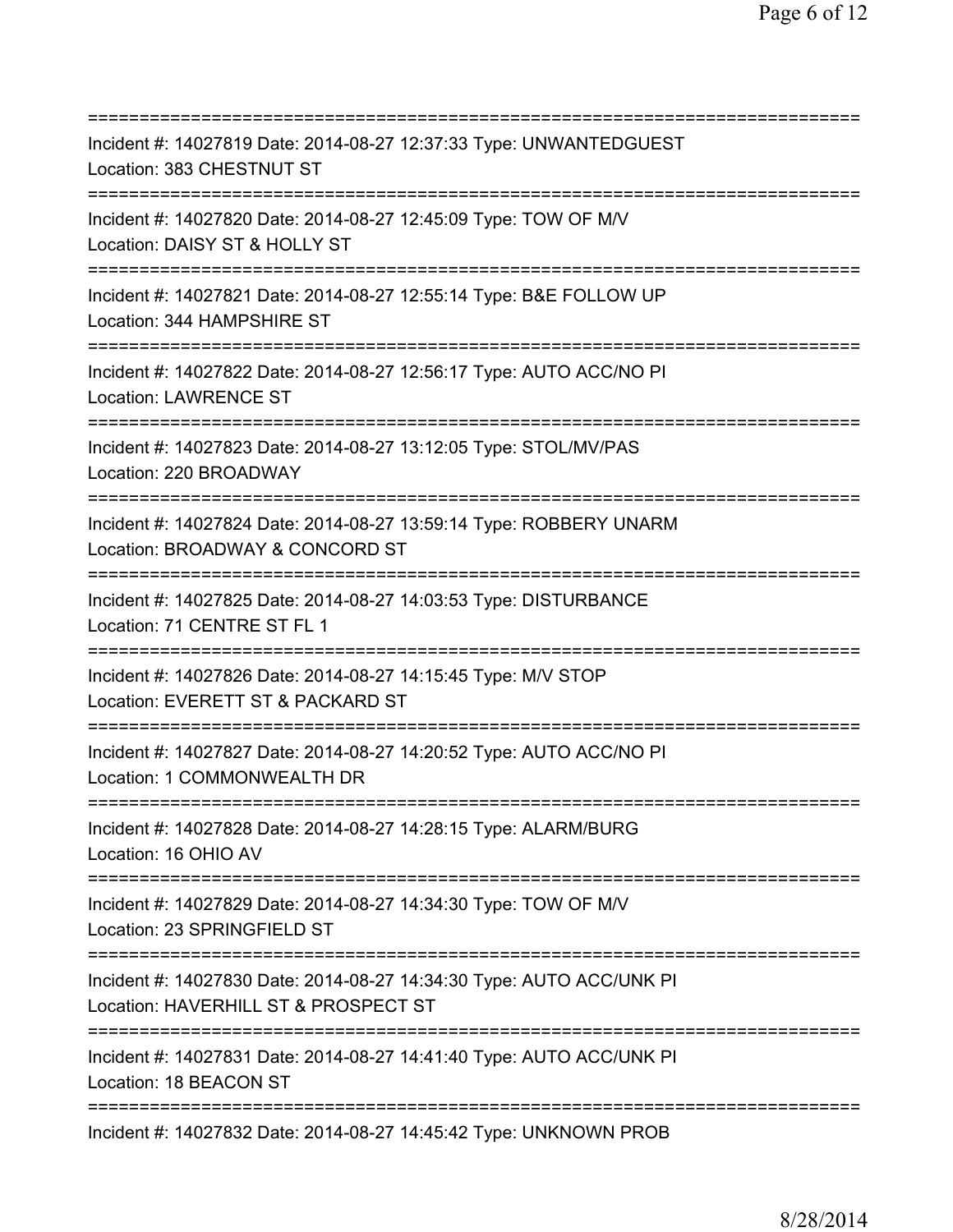===========================================================================

Incident #: 14027819 Date: 2014-08-27 12:37:33 Type: UNWANTEDGUEST

Location: 383 CHESTNUT ST

===========================================================================

Incident #: 14027820 Date: 2014-08-27 12:45:09 Type: TOW OF M/V

Location: DAISY ST & HOLLY ST

===========================================================================

Incident #: 14027821 Date: 2014-08-27 12:55:14 Type: B&E FOLLOW UP

Location: 344 HAMPSHIRE ST

===========================================================================

Incident #: 14027822 Date: 2014-08-27 12:56:17 Type: AUTO ACC/NO PI

Location: LAWRENCE ST

===========================================================================

Incident #: 14027823 Date: 2014-08-27 13:12:05 Type: STOL/MV/PAS

Location: 220 BROADWAY

===========================================================================

Incident #: 14027824 Date: 2014-08-27 13:59:14 Type: ROBBERY UNARM

Location: BROADWAY & CONCORD ST

===========================================================================

Incident #: 14027825 Date: 2014-08-27 14:03:53 Type: DISTURBANCE

Location: 71 CENTRE ST FL 1

===========================================================================

Incident #: 14027826 Date: 2014-08-27 14:15:45 Type: M/V STOP

Location: EVERETT ST & PACKARD ST

===========================================================================

Incident #: 14027827 Date: 2014-08-27 14:20:52 Type: AUTO ACC/NO PI

Location: 1 COMMONWEALTH DR

===========================================================================

Incident #: 14027828 Date: 2014-08-27 14:28:15 Type: ALARM/BURG

Location: 16 OHIO AV

===========================================================================

Incident #: 14027829 Date: 2014-08-27 14:34:30 Type: TOW OF M/V

Location: 23 SPRINGFIELD ST

===========================================================================

Incident #: 14027830 Date: 2014-08-27 14:34:30 Type: AUTO ACC/UNK PI

Location: HAVERHILL ST & PROSPECT ST

===========================================================================

Incident #: 14027831 Date: 2014-08-27 14:41:40 Type: AUTO ACC/UNK PI

Location: 18 BEACON ST

===========================================================================

Incident #: 14027832 Date: 2014-08-27 14:45:42 Type: UNKNOWN PROB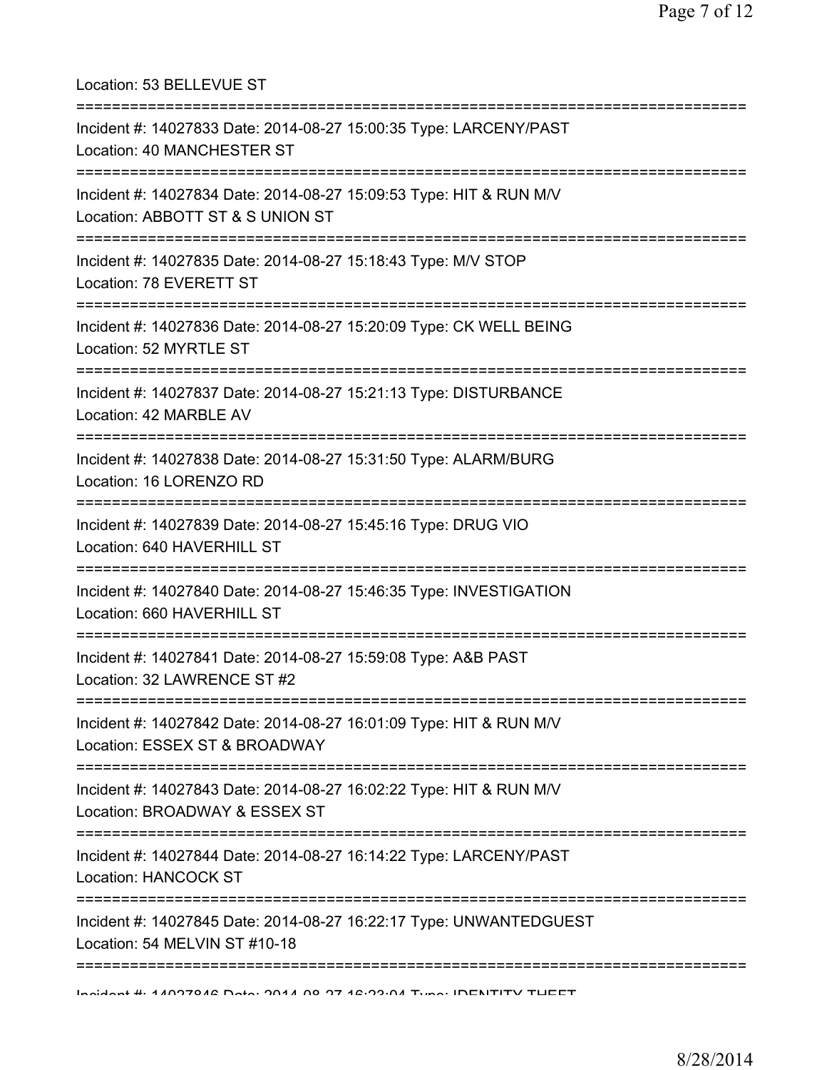Location: 53 BELLEVUE ST

===========================================================================

Incident #: 14027833 Date: 2014-08-27 15:00:35 Type: LARCENY/PAST

Location: 40 MANCHESTER ST

===========================================================================

Incident #: 14027834 Date: 2014-08-27 15:09:53 Type: HIT & RUN M/V

Location: ABBOTT ST & S UNION ST

===========================================================================

Incident #: 14027835 Date: 2014-08-27 15:18:43 Type: M/V STOP

Location: 78 EVERETT ST

===========================================================================

Incident #: 14027836 Date: 2014-08-27 15:20:09 Type: CK WELL BEING

Location: 52 MYRTLE ST

===========================================================================

Incident #: 14027837 Date: 2014-08-27 15:21:13 Type: DISTURBANCE

Location: 42 MARBLE AV

===========================================================================

Incident #: 14027838 Date: 2014-08-27 15:31:50 Type: ALARM/BURG

Location: 16 LORENZO RD

===========================================================================

Incident #: 14027839 Date: 2014-08-27 15:45:16 Type: DRUG VIO

Location: 640 HAVERHILL ST

===========================================================================

Incident #: 14027840 Date: 2014-08-27 15:46:35 Type: INVESTIGATION

Location: 660 HAVERHILL ST

===========================================================================

Incident #: 14027841 Date: 2014-08-27 15:59:08 Type: A&B PAST

Location: 32 LAWRENCE ST #2

===========================================================================

Incident #: 14027842 Date: 2014-08-27 16:01:09 Type: HIT & RUN M/V

Location: ESSEX ST & BROADWAY

===========================================================================

Incident #: 14027843 Date: 2014-08-27 16:02:22 Type: HIT & RUN M/V

Location: BROADWAY & ESSEX ST

===========================================================================

Incident #: 14027844 Date: 2014-08-27 16:14:22 Type: LARCENY/PAST

Location: HANCOCK ST

===========================================================================

Incident #: 14027845 Date: 2014-08-27 16:22:17 Type: UNWANTEDGUEST

Location: 54 MELVIN ST #10-18

===========================================================================

Incident #: 14027846 Date: 2014-08-27 16:23:04 Type: IDENTITY THEFT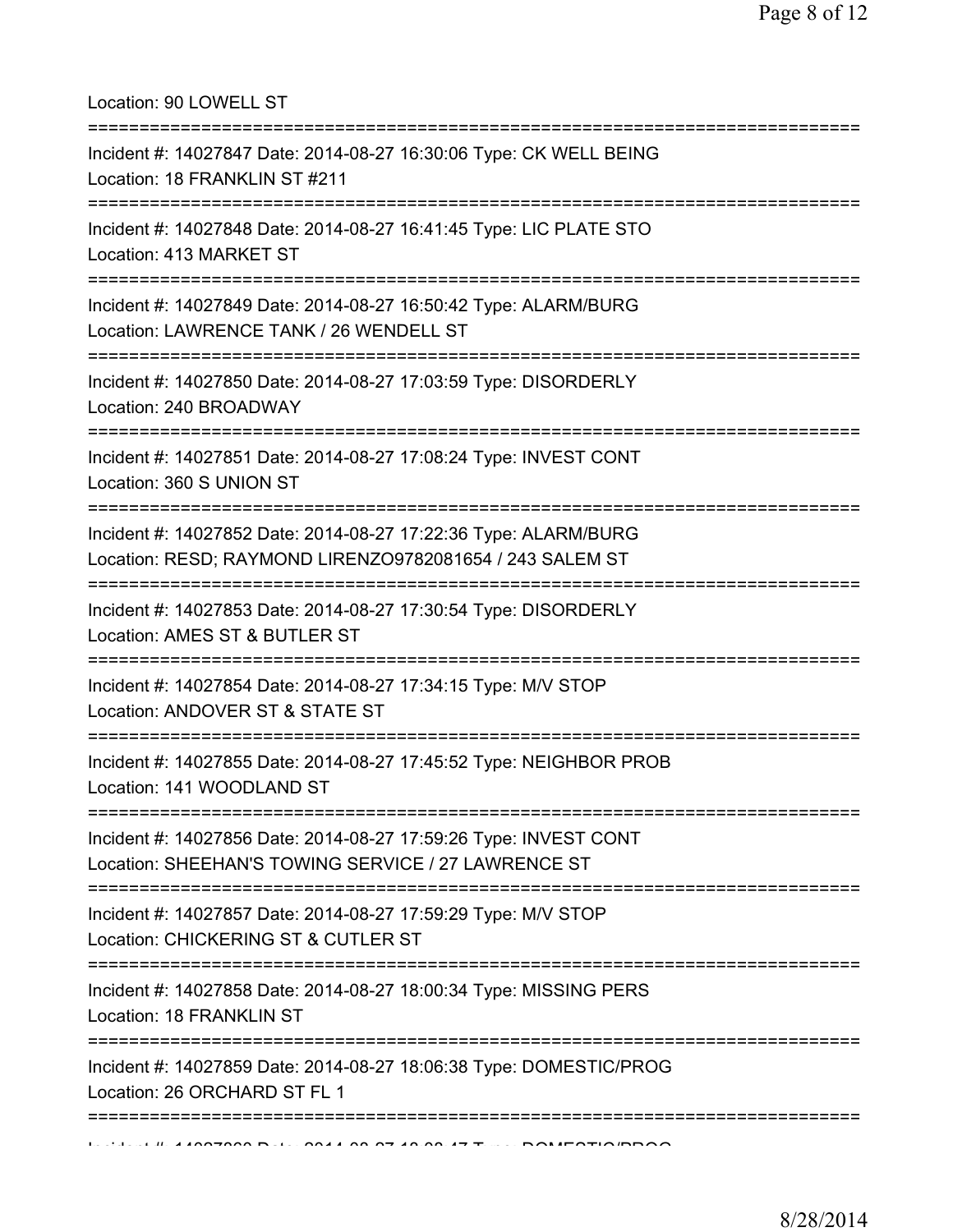Location: 90 LOWELL ST

===========================================================================

Incident #: 14027847 Date: 2014-08-27 16:30:06 Type: CK WELL BEING

Location: 18 FRANKLIN ST #211

===========================================================================

Incident #: 14027848 Date: 2014-08-27 16:41:45 Type: LIC PLATE STO

Location: 413 MARKET ST

===========================================================================

Incident #: 14027849 Date: 2014-08-27 16:50:42 Type: ALARM/BURG

Location: LAWRENCE TANK / 26 WENDELL ST

===========================================================================

Incident #: 14027850 Date: 2014-08-27 17:03:59 Type: DISORDERLY

Location: 240 BROADWAY

===========================================================================

Incident #: 14027851 Date: 2014-08-27 17:08:24 Type: INVEST CONT

Location: 360 S UNION ST

===========================================================================

Incident #: 14027852 Date: 2014-08-27 17:22:36 Type: ALARM/BURG

Location: RESD; RAYMOND LIRENZO9782081654 / 243 SALEM ST

===========================================================================

Incident #: 14027853 Date: 2014-08-27 17:30:54 Type: DISORDERLY

Location: AMES ST & BUTLER ST

===========================================================================

Incident #: 14027854 Date: 2014-08-27 17:34:15 Type: M/V STOP

Location: ANDOVER ST & STATE ST

===========================================================================

Incident #: 14027855 Date: 2014-08-27 17:45:52 Type: NEIGHBOR PROB

Location: 141 WOODLAND ST

===========================================================================

Incident #: 14027856 Date: 2014-08-27 17:59:26 Type: INVEST CONT

Location: SHEEHAN'S TOWING SERVICE / 27 LAWRENCE ST

===========================================================================

Incident #: 14027857 Date: 2014-08-27 17:59:29 Type: M/V STOP

Location: CHICKERING ST & CUTLER ST

===========================================================================

Incident #: 14027858 Date: 2014-08-27 18:00:34 Type: MISSING PERS

Location: 18 FRANKLIN ST

===========================================================================

Incident #: 14027859 Date: 2014-08-27 18:06:38 Type: DOMESTIC/PROG

Location: 26 ORCHARD ST FL 1

===========================================================================

Incident #: 14027860 Date: 2014-08-27 18:08:47 Type: DOMESTIC/PROG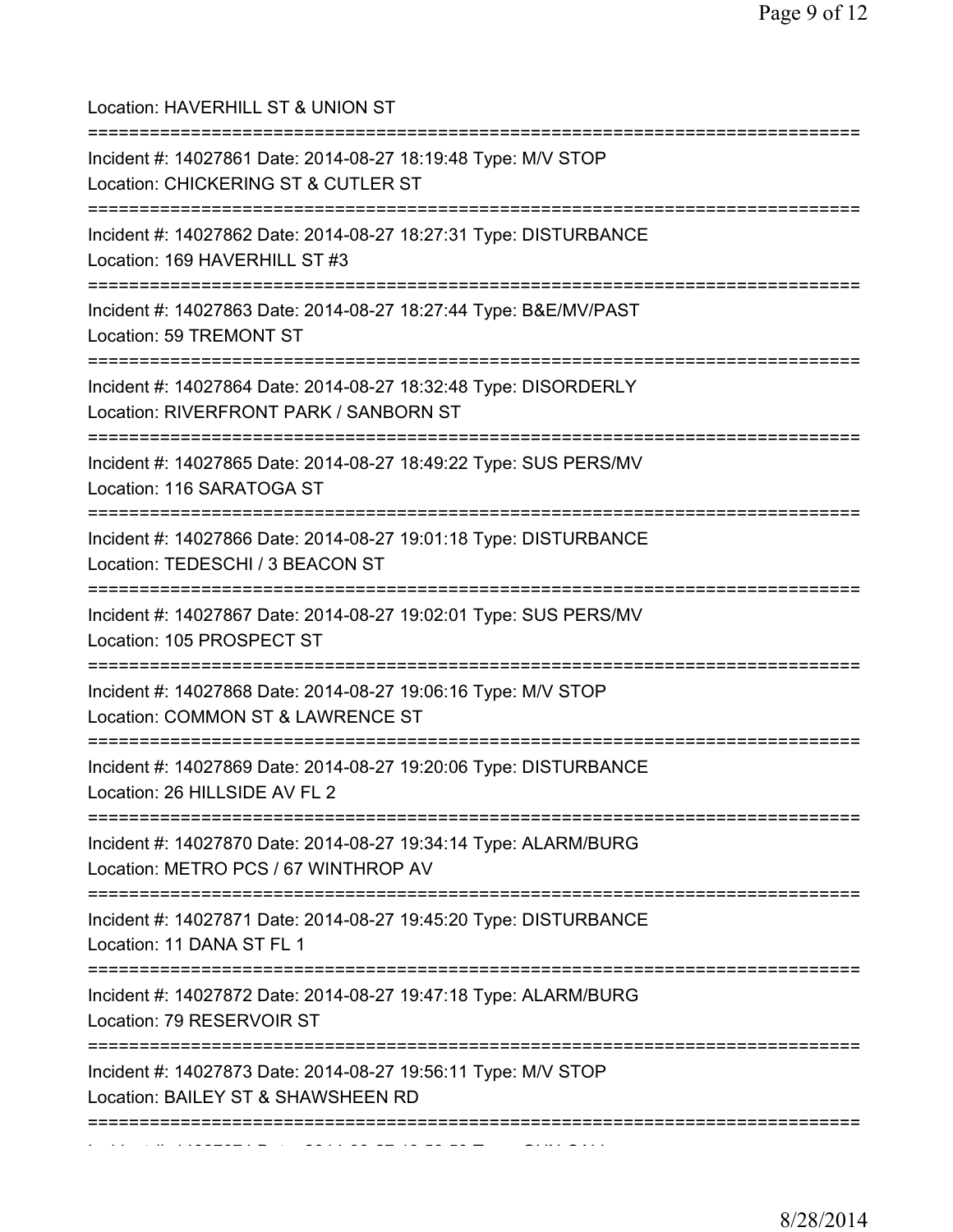Location: HAVERHILL ST & UNION ST

===========================================================================

Incident #: 14027861 Date: 2014-08-27 18:19:48 Type: M/V STOP
Location: CHICKERING ST & CUTLER ST

===========================================================================

Incident #: 14027862 Date: 2014-08-27 18:27:31 Type: DISTURBANCE
Location: 169 HAVERHILL ST #3

===========================================================================

Incident #: 14027863 Date: 2014-08-27 18:27:44 Type: B&E/MV/PAST
Location: 59 TREMONT ST

===========================================================================

Incident #: 14027864 Date: 2014-08-27 18:32:48 Type: DISORDERLY
Location: RIVERFRONT PARK / SANBORN ST

===========================================================================

Incident #: 14027865 Date: 2014-08-27 18:49:22 Type: SUS PERS/MV
Location: 116 SARATOGA ST

===========================================================================

Incident #: 14027866 Date: 2014-08-27 19:01:18 Type: DISTURBANCE
Location: TEDESCHI / 3 BEACON ST

===========================================================================

Incident #: 14027867 Date: 2014-08-27 19:02:01 Type: SUS PERS/MV
Location: 105 PROSPECT ST

===========================================================================

Incident #: 14027868 Date: 2014-08-27 19:06:16 Type: M/V STOP
Location: COMMON ST & LAWRENCE ST

===========================================================================

Incident #: 14027869 Date: 2014-08-27 19:20:06 Type: DISTURBANCE
Location: 26 HILLSIDE AV FL 2

===========================================================================

Incident #: 14027870 Date: 2014-08-27 19:34:14 Type: ALARM/BURG
Location: METRO PCS / 67 WINTHROP AV

===========================================================================

Incident #: 14027871 Date: 2014-08-27 19:45:20 Type: DISTURBANCE
Location: 11 DANA ST FL 1

===========================================================================

Incident #: 14027872 Date: 2014-08-27 19:47:18 Type: ALARM/BURG
Location: 79 RESERVOIR ST

===========================================================================

Incident #: 14027873 Date: 2014-08-27 19:56:11 Type: M/V STOP
Location: BAILEY ST & SHAWSHEEN RD

===========================================================================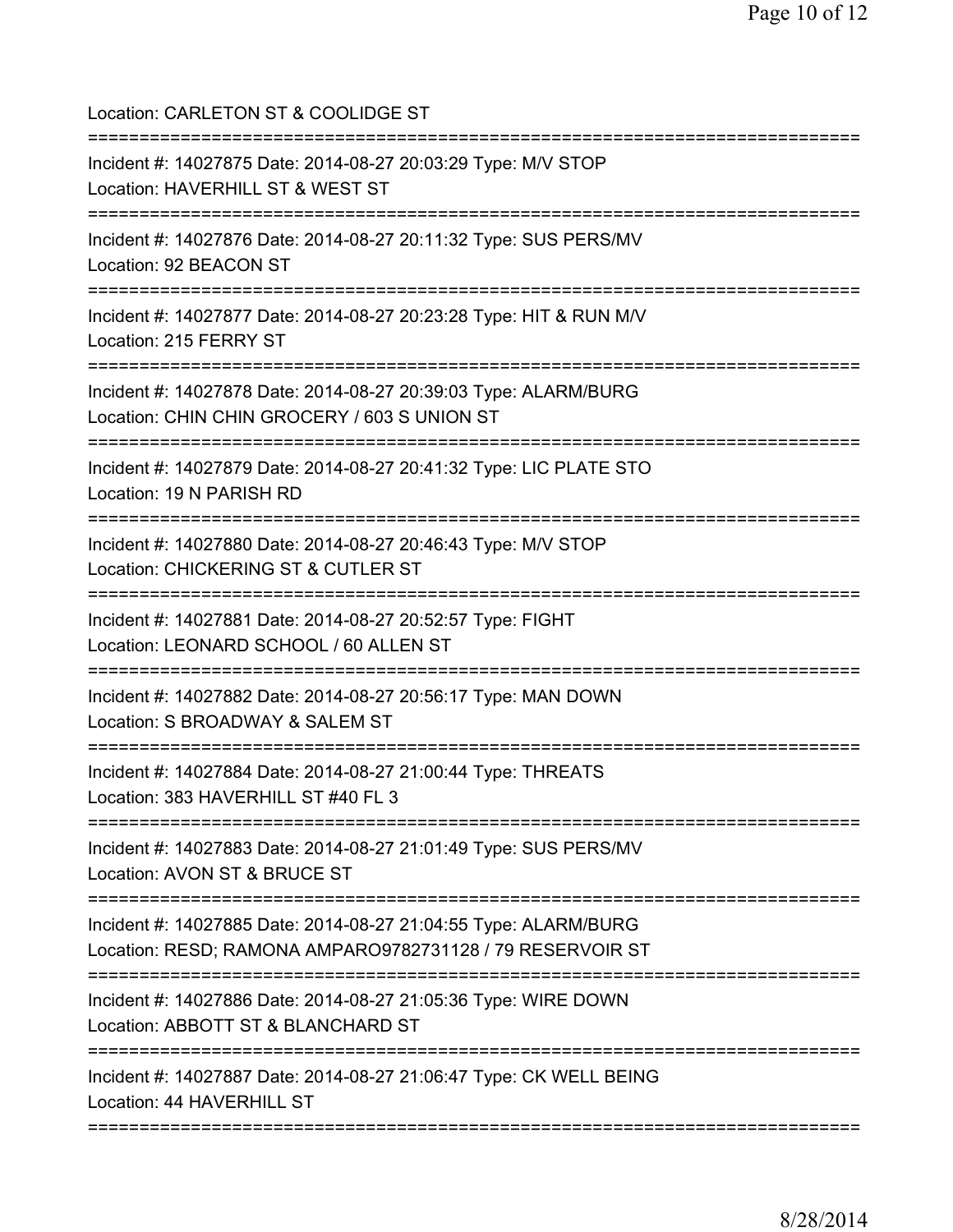Location: CARLETON ST & COOLIDGE ST

===========================================================================

Incident #: 14027875 Date: 2014-08-27 20:03:29 Type: M/V STOP
Location: HAVERHILL ST & WEST ST

===========================================================================

Incident #: 14027876 Date: 2014-08-27 20:11:32 Type: SUS PERS/MV
Location: 92 BEACON ST

===========================================================================

Incident #: 14027877 Date: 2014-08-27 20:23:28 Type: HIT & RUN M/V
Location: 215 FERRY ST

===========================================================================

Incident #: 14027878 Date: 2014-08-27 20:39:03 Type: ALARM/BURG
Location: CHIN CHIN GROCERY / 603 S UNION ST

===========================================================================

Incident #: 14027879 Date: 2014-08-27 20:41:32 Type: LIC PLATE STO
Location: 19 N PARISH RD

===========================================================================

Incident #: 14027880 Date: 2014-08-27 20:46:43 Type: M/V STOP
Location: CHICKERING ST & CUTLER ST

===========================================================================

Incident #: 14027881 Date: 2014-08-27 20:52:57 Type: FIGHT
Location: LEONARD SCHOOL / 60 ALLEN ST

===========================================================================

Incident #: 14027882 Date: 2014-08-27 20:56:17 Type: MAN DOWN
Location: S BROADWAY & SALEM ST

===========================================================================

Incident #: 14027884 Date: 2014-08-27 21:00:44 Type: THREATS
Location: 383 HAVERHILL ST #40 FL 3

===========================================================================

Incident #: 14027883 Date: 2014-08-27 21:01:49 Type: SUS PERS/MV
Location: AVON ST & BRUCE ST

===========================================================================

Incident #: 14027885 Date: 2014-08-27 21:04:55 Type: ALARM/BURG
Location: RESD; RAMONA AMPARO9782731128 / 79 RESERVOIR ST

===========================================================================

Incident #: 14027886 Date: 2014-08-27 21:05:36 Type: WIRE DOWN
Location: ABBOTT ST & BLANCHARD ST

===========================================================================

Incident #: 14027887 Date: 2014-08-27 21:06:47 Type: CK WELL BEING
Location: 44 HAVERHILL ST

===========================================================================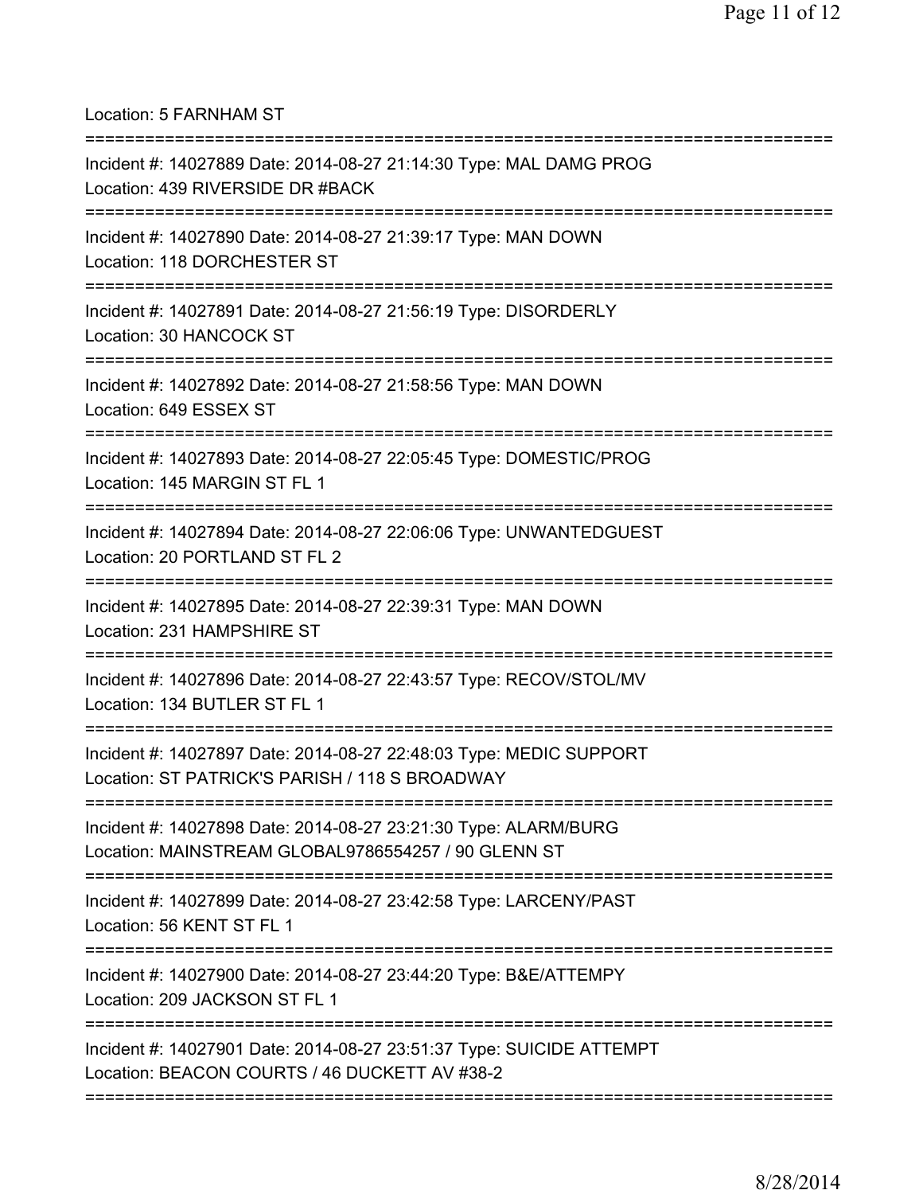Location: 5 FARNHAM ST

===========================================================================

Incident #: 14027889 Date: 2014-08-27 21:14:30 Type: MAL DAMG PROG
Location: 439 RIVERSIDE DR #BACK

===========================================================================

Incident #: 14027890 Date: 2014-08-27 21:39:17 Type: MAN DOWN
Location: 118 DORCHESTER ST

===========================================================================

Incident #: 14027891 Date: 2014-08-27 21:56:19 Type: DISORDERLY
Location: 30 HANCOCK ST

===========================================================================

Incident #: 14027892 Date: 2014-08-27 21:58:56 Type: MAN DOWN
Location: 649 ESSEX ST

===========================================================================

Incident #: 14027893 Date: 2014-08-27 22:05:45 Type: DOMESTIC/PROG
Location: 145 MARGIN ST FL 1

===========================================================================

Incident #: 14027894 Date: 2014-08-27 22:06:06 Type: UNWANTEDGUEST
Location: 20 PORTLAND ST FL 2

===========================================================================

Incident #: 14027895 Date: 2014-08-27 22:39:31 Type: MAN DOWN
Location: 231 HAMPSHIRE ST

===========================================================================

Incident #: 14027896 Date: 2014-08-27 22:43:57 Type: RECOV/STOL/MV
Location: 134 BUTLER ST FL 1

===========================================================================

Incident #: 14027897 Date: 2014-08-27 22:48:03 Type: MEDIC SUPPORT
Location: ST PATRICK'S PARISH / 118 S BROADWAY

===========================================================================

Incident #: 14027898 Date: 2014-08-27 23:21:30 Type: ALARM/BURG
Location: MAINSTREAM GLOBAL9786554257 / 90 GLENN ST

===========================================================================

Incident #: 14027899 Date: 2014-08-27 23:42:58 Type: LARCENY/PAST
Location: 56 KENT ST FL 1

===========================================================================

Incident #: 14027900 Date: 2014-08-27 23:44:20 Type: B&E/ATTEMPY
Location: 209 JACKSON ST FL 1

===========================================================================

Incident #: 14027901 Date: 2014-08-27 23:51:37 Type: SUICIDE ATTEMPT
Location: BEACON COURTS / 46 DUCKETT AV #38-2

===========================================================================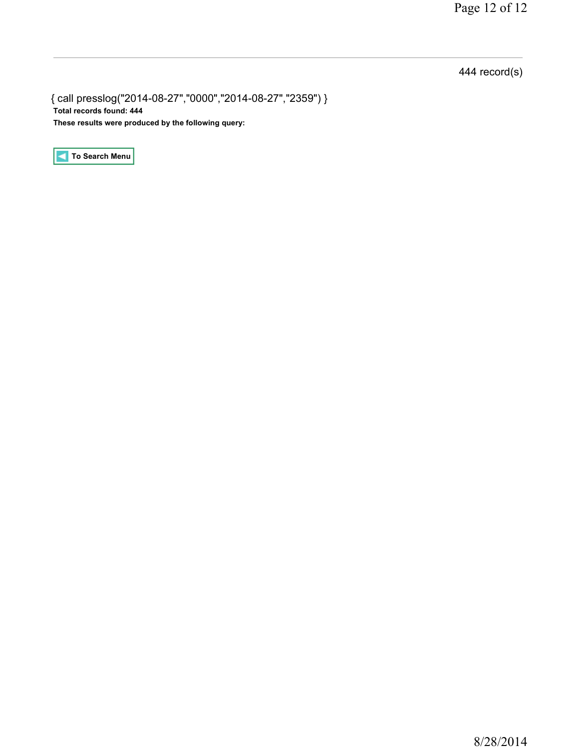444 record(s)

{ call presslog("2014-08-27","0000","2014-08-27","2359") }

**Total records found: 444**

**These results were produced by the following query:**

**To Search Menu**